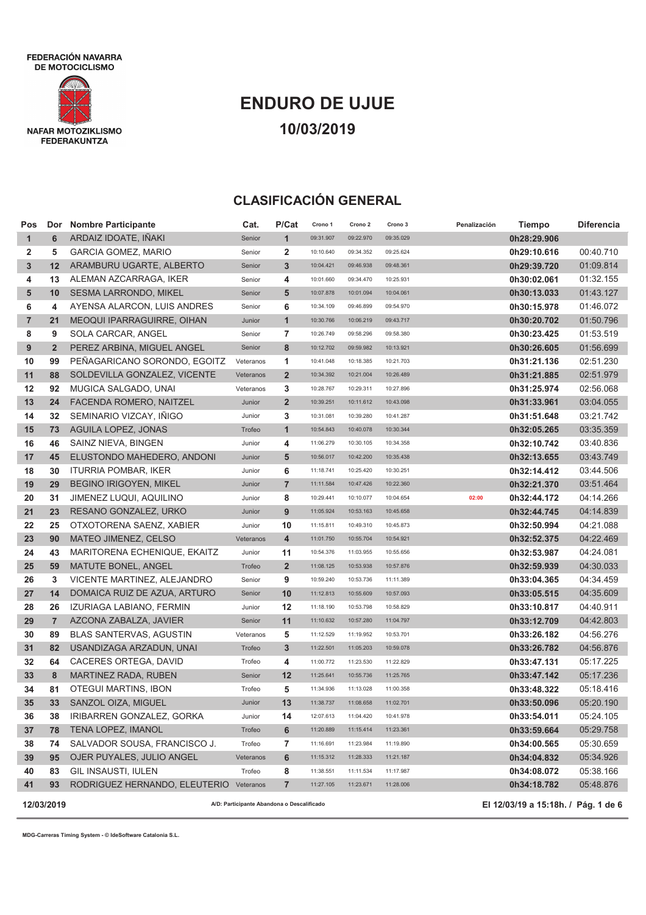FEDERACIÓN NAVARRA DE MOTOCICLISMO

NAFAR MOTOZIKLISMO FEDERAKUNTZA

# ENDURO DE UJUE

## 10/03/2019

## CLASIFICACIÓN GENERAL

| Pos | Dor | Nombre Participante | Cat. | P/Cat | Crono 1 | Crono 2 | Crono 3 | Penalización | Tiempo | Diferencia |
|---|---|---|---|---|---|---|---|---|---|---|
| 1 | 6 | ARDAIZ IDOATE, IÑAKI | Senior | 1 | 09:31.907 | 09:22.970 | 09:35.029 | | 0h28:29.906 | |
| 2 | 5 | GARCIA GOMEZ, MARIO | Senior | 2 | 10:10.640 | 09:34.352 | 09:25.624 | | 0h29:10.616 | 00:40.710 |
| 3 | 12 | ARAMBURU UGARTE, ALBERTO | Senior | 3 | 10:04.421 | 09:46.938 | 09:48.361 | | 0h29:39.720 | 01:09.814 |
| 4 | 13 | ALEMAN AZCARRAGA, IKER | Senior | 4 | 10:01.660 | 09:34.470 | 10:25.931 | | 0h30:02.061 | 01:32.155 |
| 5 | 10 | SESMA LARRONDO, MIKEL | Senior | 5 | 10:07.878 | 10:01.094 | 10:04.061 | | 0h30:13.033 | 01:43.127 |
| 6 | 4 | AYENSA ALARCON, LUIS ANDRES | Senior | 6 | 10:34.109 | 09:46.899 | 09:54.970 | | 0h30:15.978 | 01:46.072 |
| 7 | 21 | MEOQUI IPARRAGUIRRE, OIHAN | Junior | 1 | 10:30.766 | 10:06.219 | 09:43.717 | | 0h30:20.702 | 01:50.796 |
| 8 | 9 | SOLA CARCAR, ANGEL | Senior | 7 | 10:26.749 | 09:58.296 | 09:58.380 | | 0h30:23.425 | 01:53.519 |
| 9 | 2 | PEREZ ARBINA, MIGUEL ANGEL | Senior | 8 | 10:12.702 | 09:59.982 | 10:13.921 | | 0h30:26.605 | 01:56.699 |
| 10 | 99 | PEÑAGARICANO SORONDO, EGOITZ | Veteranos | 1 | 10:41.048 | 10:18.385 | 10:21.703 | | 0h31:21.136 | 02:51.230 |
| 11 | 88 | SOLDEVILLA GONZALEZ, VICENTE | Veteranos | 2 | 10:34.392 | 10:21.004 | 10:26.489 | | 0h31:21.885 | 02:51.979 |
| 12 | 92 | MUGICA SALGADO, UNAI | Veteranos | 3 | 10:28.767 | 10:29.311 | 10:27.896 | | 0h31:25.974 | 02:56.068 |
| 13 | 24 | FACENDA ROMERO, NAITZEL | Junior | 2 | 10:39.251 | 10:11.612 | 10:43.098 | | 0h31:33.961 | 03:04.055 |
| 14 | 32 | SEMINARIO VIZCAY, IÑIGO | Junior | 3 | 10:31.081 | 10:39.280 | 10:41.287 | | 0h31:51.648 | 03:21.742 |
| 15 | 73 | AGUILA LOPEZ, JONAS | Trofeo | 1 | 10:54.843 | 10:40.078 | 10:30.344 | | 0h32:05.265 | 03:35.359 |
| 16 | 46 | SAINZ NIEVA, BINGEN | Junior | 4 | 11:06.279 | 10:30.105 | 10:34.358 | | 0h32:10.742 | 03:40.836 |
| 17 | 45 | ELUSTONDO MAHEDERO, ANDONI | Junior | 5 | 10:56.017 | 10:42.200 | 10:35.438 | | 0h32:13.655 | 03:43.749 |
| 18 | 30 | ITURRIA POMBAR, IKER | Junior | 6 | 11:18.741 | 10:25.420 | 10:30.251 | | 0h32:14.412 | 03:44.506 |
| 19 | 29 | BEGINO IRIGOYEN, MIKEL | Junior | 7 | 11:11.584 | 10:47.426 | 10:22.360 | | 0h32:21.370 | 03:51.464 |
| 20 | 31 | JIMENEZ LUQUI, AQUILINO | Junior | 8 | 10:29.441 | 10:10.077 | 10:04.654 | 02:00 | 0h32:44.172 | 04:14.266 |
| 21 | 23 | RESANO GONZALEZ, URKO | Junior | 9 | 11:05.924 | 10:53.163 | 10:45.658 | | 0h32:44.745 | 04:14.839 |
| 22 | 25 | OTXOTORENA SAENZ, XABIER | Junior | 10 | 11:15.811 | 10:49.310 | 10:45.873 | | 0h32:50.994 | 04:21.088 |
| 23 | 90 | MATEO JIMENEZ, CELSO | Veteranos | 4 | 11:01.750 | 10:55.704 | 10:54.921 | | 0h32:52.375 | 04:22.469 |
| 24 | 43 | MARITORENA ECHENIQUE, EKAITZ | Junior | 11 | 10:54.376 | 11:03.955 | 10:55.656 | | 0h32:53.987 | 04:24.081 |
| 25 | 59 | MATUTE BONEL, ANGEL | Trofeo | 2 | 11:08.125 | 10:53.938 | 10:57.876 | | 0h32:59.939 | 04:30.033 |
| 26 | 3 | VICENTE MARTINEZ, ALEJANDRO | Senior | 9 | 10:59.240 | 10:53.736 | 11:11.389 | | 0h33:04.365 | 04:34.459 |
| 27 | 14 | DOMAICA RUIZ DE AZUA, ARTURO | Senior | 10 | 11:12.813 | 10:55.609 | 10:57.093 | | 0h33:05.515 | 04:35.609 |
| 28 | 26 | IZURIAGA LABIANO, FERMIN | Junior | 12 | 11:18.190 | 10:53.798 | 10:58.829 | | 0h33:10.817 | 04:40.911 |
| 29 | 7 | AZCONA ZABALZA, JAVIER | Senior | 11 | 11:10.632 | 10:57.280 | 11:04.797 | | 0h33:12.709 | 04:42.803 |
| 30 | 89 | BLAS SANTERVAS, AGUSTIN | Veteranos | 5 | 11:12.529 | 11:19.952 | 10:53.701 | | 0h33:26.182 | 04:56.276 |
| 31 | 82 | USANDIZAGA ARZADUN, UNAI | Trofeo | 3 | 11:22.501 | 11:05.203 | 10:59.078 | | 0h33:26.782 | 04:56.876 |
| 32 | 64 | CACERES ORTEGA, DAVID | Trofeo | 4 | 11:00.772 | 11:23.530 | 11:22.829 | | 0h33:47.131 | 05:17.225 |
| 33 | 8 | MARTINEZ RADA, RUBEN | Senior | 12 | 11:25.641 | 10:55.736 | 11:25.765 | | 0h33:47.142 | 05:17.236 |
| 34 | 81 | OTEGUI MARTINS, IBON | Trofeo | 5 | 11:34.936 | 11:13.028 | 11:00.358 | | 0h33:48.322 | 05:18.416 |
| 35 | 33 | SANZOL OIZA, MIGUEL | Junior | 13 | 11:38.737 | 11:08.658 | 11:02.701 | | 0h33:50.096 | 05:20.190 |
| 36 | 38 | IRIBARREN GONZALEZ, GORKA | Junior | 14 | 12:07.613 | 11:04.420 | 10:41.978 | | 0h33:54.011 | 05:24.105 |
| 37 | 78 | TENA LOPEZ, IMANOL | Trofeo | 6 | 11:20.889 | 11:15.414 | 11:23.361 | | 0h33:59.664 | 05:29.758 |
| 38 | 74 | SALVADOR SOUSA, FRANCISCO J. | Trofeo | 7 | 11:16.691 | 11:23.984 | 11:19.890 | | 0h34:00.565 | 05:30.659 |
| 39 | 95 | OJER PUYALES, JULIO ANGEL | Veteranos | 6 | 11:15.312 | 11:28.333 | 11:21.187 | | 0h34:04.832 | 05:34.926 |
| 40 | 83 | GIL INSAUSTI, IULEN | Trofeo | 8 | 11:38.551 | 11:11.534 | 11:17.987 | | 0h34:08.072 | 05:38.166 |
| 41 | 93 | RODRIGUEZ HERNANDO, ELEUTERIO | Veteranos | 7 | 11:27.105 | 11:23.671 | 11:28.006 | | 0h34:18.782 | 05:48.876 |

12/03/2019 — A/D: Participante Abandona o Descalificado — El 12/03/19 a 15:18h.

MDG-Carreras Timing System - © IdeSoftware Catalonia S.L.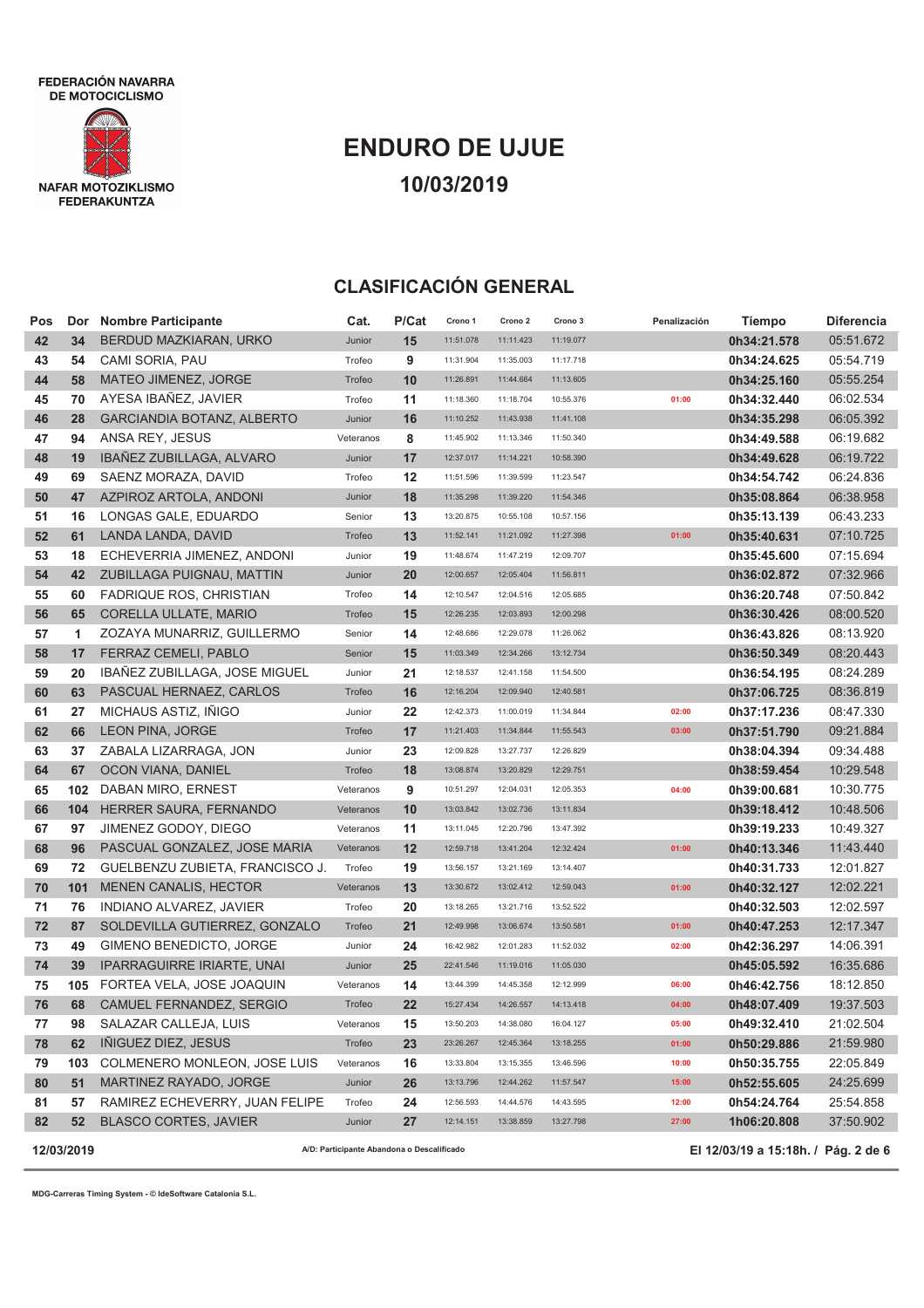FEDERACIÓN NAVARRA DE MOTOCICLISMO

NAFAR MOTOZIKLISMO FEDERAKUNTZA

# ENDURO DE UJUE

## 10/03/2019

## CLASIFICACIÓN GENERAL

| Pos | Dor | Nombre Participante | Cat. | P/Cat | Crono 1 | Crono 2 | Crono 3 | Penalización | Tiempo | Diferencia |
|---|---|---|---|---|---|---|---|---|---|---|
| 42 | 34 | BERDUD MAZKIARAN, URKO | Junior | 15 | 11:51.078 | 11:11.423 | 11:19.077 | | 0h34:21.578 | 05:51.672 |
| 43 | 54 | CAMI SORIA, PAU | Trofeo | 9 | 11:31.904 | 11:35.003 | 11:17.718 | | 0h34:24.625 | 05:54.719 |
| 44 | 58 | MATEO JIMENEZ, JORGE | Trofeo | 10 | 11:26.891 | 11:44.664 | 11:13.605 | | 0h34:25.160 | 05:55.254 |
| 45 | 70 | AYESA IBAÑEZ, JAVIER | Trofeo | 11 | 11:18.360 | 11:18.704 | 10:55.376 | 01:00 | 0h34:32.440 | 06:02.534 |
| 46 | 28 | GARCIANDIA BOTANZ, ALBERTO | Junior | 16 | 11:10.252 | 11:43.938 | 11:41.108 | | 0h34:35.298 | 06:05.392 |
| 47 | 94 | ANSA REY, JESUS | Veteranos | 8 | 11:45.902 | 11:13.346 | 11:50.340 | | 0h34:49.588 | 06:19.682 |
| 48 | 19 | IBAÑEZ ZUBILLAGA, ALVARO | Junior | 17 | 12:37.017 | 11:14.221 | 10:58.390 | | 0h34:49.628 | 06:19.722 |
| 49 | 69 | SAENZ MORAZA, DAVID | Trofeo | 12 | 11:51.596 | 11:39.599 | 11:23.547 | | 0h34:54.742 | 06:24.836 |
| 50 | 47 | AZPIROZ ARTOLA, ANDONI | Junior | 18 | 11:35.298 | 11:39.220 | 11:54.346 | | 0h35:08.864 | 06:38.958 |
| 51 | 16 | LONGAS GALE, EDUARDO | Senior | 13 | 13:20.875 | 10:55.108 | 10:57.156 | | 0h35:13.139 | 06:43.233 |
| 52 | 61 | LANDA LANDA, DAVID | Trofeo | 13 | 11:52.141 | 11:21.092 | 11:27.398 | 01:00 | 0h35:40.631 | 07:10.725 |
| 53 | 18 | ECHEVERRIA JIMENEZ, ANDONI | Junior | 19 | 11:48.674 | 11:47.219 | 12:09.707 | | 0h35:45.600 | 07:15.694 |
| 54 | 42 | ZUBILLAGA PUIGNAU, MATTIN | Junior | 20 | 12:00.657 | 12:05.404 | 11:56.811 | | 0h36:02.872 | 07:32.966 |
| 55 | 60 | FADRIQUE ROS, CHRISTIAN | Trofeo | 14 | 12:10.547 | 12:04.516 | 12:05.685 | | 0h36:20.748 | 07:50.842 |
| 56 | 65 | CORELLA ULLATE, MARIO | Trofeo | 15 | 12:26.235 | 12:03.893 | 12:00.298 | | 0h36:30.426 | 08:00.520 |
| 57 | 1 | ZOZAYA MUNARRIZ, GUILLERMO | Senior | 14 | 12:48.686 | 12:29.078 | 11:26.062 | | 0h36:43.826 | 08:13.920 |
| 58 | 17 | FERRAZ CEMELI, PABLO | Senior | 15 | 11:03.349 | 12:34.266 | 13:12.734 | | 0h36:50.349 | 08:20.443 |
| 59 | 20 | IBAÑEZ ZUBILLAGA, JOSE MIGUEL | Junior | 21 | 12:18.537 | 12:41.158 | 11:54.500 | | 0h36:54.195 | 08:24.289 |
| 60 | 63 | PASCUAL HERNAEZ, CARLOS | Trofeo | 16 | 12:16.204 | 12:09.940 | 12:40.581 | | 0h37:06.725 | 08:36.819 |
| 61 | 27 | MICHAUS ASTIZ, IÑIGO | Junior | 22 | 12:42.373 | 11:00.019 | 11:34.844 | 02:00 | 0h37:17.236 | 08:47.330 |
| 62 | 66 | LEON PINA, JORGE | Trofeo | 17 | 11:21.403 | 11:34.844 | 11:55.543 | 03:00 | 0h37:51.790 | 09:21.884 |
| 63 | 37 | ZABALA LIZARRAGA, JON | Junior | 23 | 12:09.828 | 13:27.737 | 12:26.829 | | 0h38:04.394 | 09:34.488 |
| 64 | 67 | OCON VIANA, DANIEL | Trofeo | 18 | 13:08.874 | 13:20.829 | 12:29.751 | | 0h38:59.454 | 10:29.548 |
| 65 | 102 | DABAN MIRO, ERNEST | Veteranos | 9 | 10:51.297 | 12:04.031 | 12:05.353 | 04:00 | 0h39:00.681 | 10:30.775 |
| 66 | 104 | HERRER SAURA, FERNANDO | Veteranos | 10 | 13:03.842 | 13:02.736 | 13:11.834 | | 0h39:18.412 | 10:48.506 |
| 67 | 97 | JIMENEZ GODOY, DIEGO | Veteranos | 11 | 13:11.045 | 12:20.796 | 13:47.392 | | 0h39:19.233 | 10:49.327 |
| 68 | 96 | PASCUAL GONZALEZ, JOSE MARIA | Veteranos | 12 | 12:59.718 | 13:41.204 | 12:32.424 | 01:00 | 0h40:13.346 | 11:43.440 |
| 69 | 72 | GUELBENZU ZUBIETA, FRANCISCO J. | Trofeo | 19 | 13:56.157 | 13:21.169 | 13:14.407 | | 0h40:31.733 | 12:01.827 |
| 70 | 101 | MENEN CANALIS, HECTOR | Veteranos | 13 | 13:30.672 | 13:02.412 | 12:59.043 | 01:00 | 0h40:32.127 | 12:02.221 |
| 71 | 76 | INDIANO ALVAREZ, JAVIER | Trofeo | 20 | 13:18.265 | 13:21.716 | 13:52.522 | | 0h40:32.503 | 12:02.597 |
| 72 | 87 | SOLDEVILLA GUTIERREZ, GONZALO | Trofeo | 21 | 12:49.998 | 13:06.674 | 13:50.581 | 01:00 | 0h40:47.253 | 12:17.347 |
| 73 | 49 | GIMENO BENEDICTO, JORGE | Junior | 24 | 16:42.982 | 12:01.283 | 11:52.032 | 02:00 | 0h42:36.297 | 14:06.391 |
| 74 | 39 | IPARRAGUIRRE IRIARTE, UNAI | Junior | 25 | 22:41.546 | 11:19.016 | 11:05.030 | | 0h45:05.592 | 16:35.686 |
| 75 | 105 | FORTEA VELA, JOSE JOAQUIN | Veteranos | 14 | 13:44.399 | 14:45.358 | 12:12.999 | 06:00 | 0h46:42.756 | 18:12.850 |
| 76 | 68 | CAMUEL FERNANDEZ, SERGIO | Trofeo | 22 | 15:27.434 | 14:26.557 | 14:13.418 | 04:00 | 0h48:07.409 | 19:37.503 |
| 77 | 98 | SALAZAR CALLEJA, LUIS | Veteranos | 15 | 13:50.203 | 14:38.080 | 16:04.127 | 05:00 | 0h49:32.410 | 21:02.504 |
| 78 | 62 | IÑIGUEZ DIEZ, JESUS | Trofeo | 23 | 23:26.267 | 12:45.364 | 13:18.255 | 01:00 | 0h50:29.886 | 21:59.980 |
| 79 | 103 | COLMENERO MONLEON, JOSE LUIS | Veteranos | 16 | 13:33.804 | 13:15.355 | 13:46.596 | 10:00 | 0h50:35.755 | 22:05.849 |
| 80 | 51 | MARTINEZ RAYADO, JORGE | Junior | 26 | 13:13.796 | 12:44.262 | 11:57.547 | 15:00 | 0h52:55.605 | 24:25.699 |
| 81 | 57 | RAMIREZ ECHEVERRY, JUAN FELIPE | Trofeo | 24 | 12:56.593 | 14:44.576 | 14:43.595 | 12:00 | 0h54:24.764 | 25:54.858 |
| 82 | 52 | BLASCO CORTES, JAVIER | Junior | 27 | 12:14.151 | 13:38.859 | 13:27.798 | 27:00 | 1h06:20.808 | 37:50.902 |

12/03/2019 — A/D: Participante Abandona o Descalificado — El 12/03/19 a 15:18h.

MDG-Carreras Timing System - © IdeSoftware Catalonia S.L.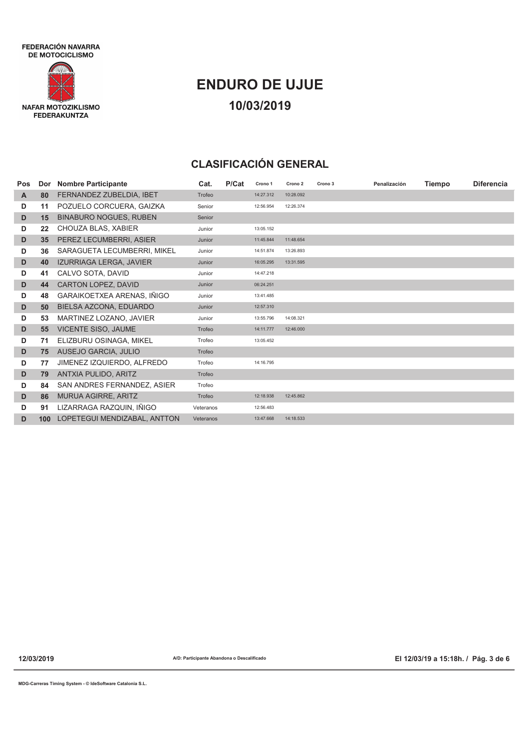FEDERACIÓN NAVARRA DE MOTOCICLISMO

NAFAR MOTOZIKLISMO FEDERAKUNTZA

# ENDURO DE UJUE

## 10/03/2019

## CLASIFICACIÓN GENERAL

| Pos | Dor | Nombre Participante | Cat. | P/Cat | Crono 1 | Crono 2 | Crono 3 | Penalización | Tiempo | Diferencia |
|---|---|---|---|---|---|---|---|---|---|---|
| A | 80 | FERNANDEZ ZUBELDIA, IBET | Trofeo | | 14:27.312 | 10:28.092 | | | | |
| D | 11 | POZUELO CORCUERA, GAIZKA | Senior | | 12:56.954 | 12:26.374 | | | | |
| D | 15 | BINABURO NOGUES, RUBEN | Senior | | | | | | | |
| D | 22 | CHOUZA BLAS, XABIER | Junior | | 13:05.152 | | | | | |
| D | 35 | PEREZ LECUMBERRI, ASIER | Junior | | 11:45.844 | 11:48.654 | | | | |
| D | 36 | SARAGUETA LECUMBERRI, MIKEL | Junior | | 14:51.874 | 13:26.893 | | | | |
| D | 40 | IZURRIAGA LERGA, JAVIER | Junior | | 16:05.295 | 13:31.595 | | | | |
| D | 41 | CALVO SOTA, DAVID | Junior | | 14:47.218 | | | | | |
| D | 44 | CARTON LOPEZ, DAVID | Junior | | 06:24.251 | | | | | |
| D | 48 | GARAIKOETXEA ARENAS, IÑIGO | Junior | | 13:41.485 | | | | | |
| D | 50 | BIELSA AZCONA, EDUARDO | Junior | | 12:57.310 | | | | | |
| D | 53 | MARTINEZ LOZANO, JAVIER | Junior | | 13:55.796 | 14:08.321 | | | | |
| D | 55 | VICENTE SISO, JAUME | Trofeo | | 14:11.777 | 12:46.000 | | | | |
| D | 71 | ELIZBURU OSINAGA, MIKEL | Trofeo | | 13:05.452 | | | | | |
| D | 75 | AUSEJO GARCIA, JULIO | Trofeo | | | | | | | |
| D | 77 | JIMENEZ IZQUIERDO, ALFREDO | Trofeo | | 14:16.795 | | | | | |
| D | 79 | ANTXIA PULIDO, ARITZ | Trofeo | | | | | | | |
| D | 84 | SAN ANDRES FERNANDEZ, ASIER | Trofeo | | | | | | | |
| D | 86 | MURUA AGIRRE, ARITZ | Trofeo | | 12:18.938 | 12:45.862 | | | | |
| D | 91 | LIZARRAGA RAZQUIN, IÑIGO | Veteranos | | 12:56.483 | | | | | |
| D | 100 | LOPETEGUI MENDIZABAL, ANTTON | Veteranos | | 13:47.668 | 14:18.533 | | | | |

12/03/2019

A/D: Participante Abandona o Descalificado

El 12/03/19 a 15:18h.

MDG-Carreras Timing System - © IdeSoftware Catalonia S.L.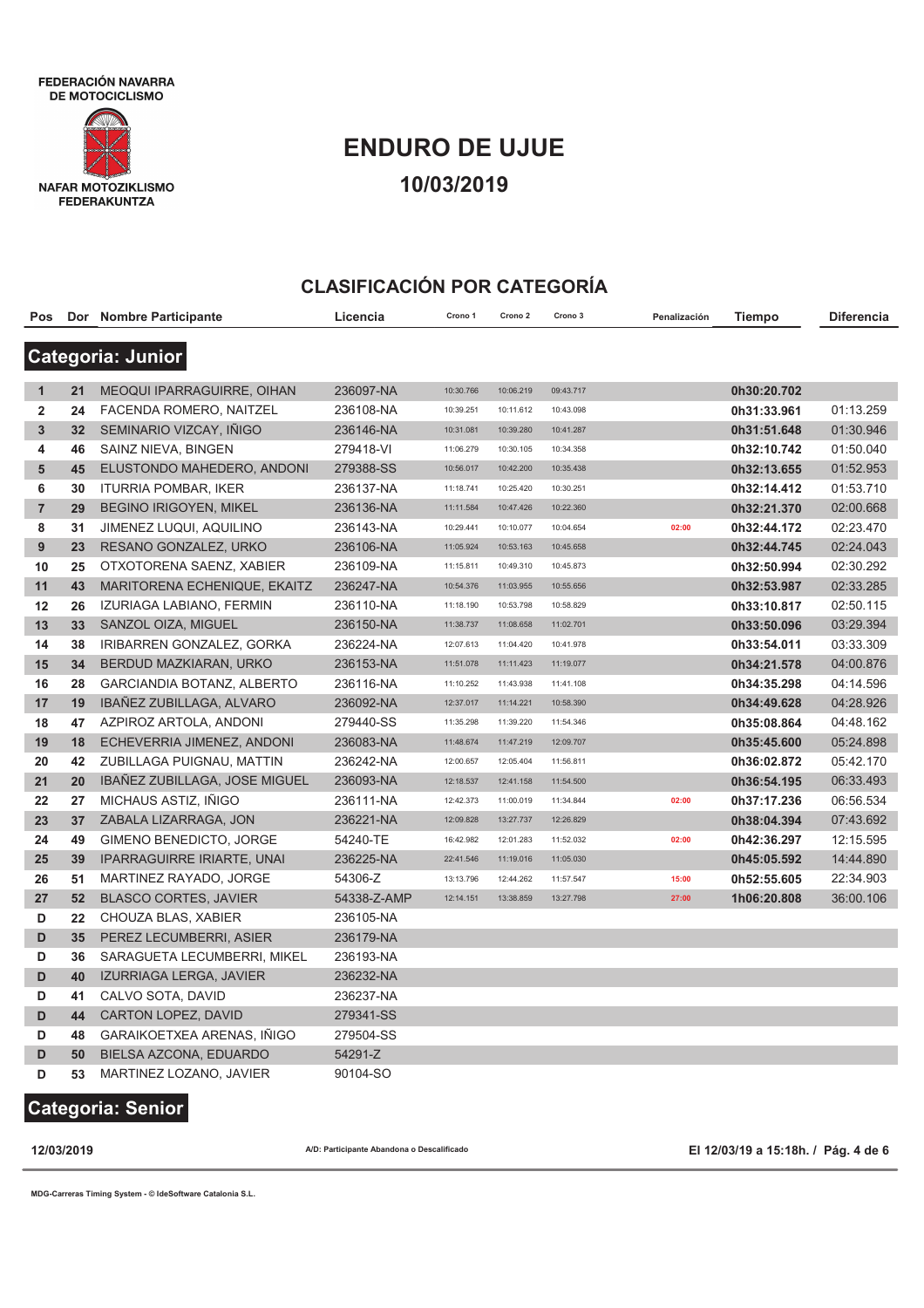FEDERACIÓN NAVARRA DE MOTOCICLISMO

NAFAR MOTOZIKLISMO FEDERAKUNTZA

# ENDURO DE UJUE

## 10/03/2019

## CLASIFICACIÓN POR CATEGORÍA

### Categoria: Junior

| Pos | Dor | Nombre Participante | Licencia | Crono 1 | Crono 2 | Crono 3 | Penalización | Tiempo | Diferencia |
|---|---|---|---|---|---|---|---|---|---|
| 1 | 21 | MEOQUI IPARRAGUIRRE, OIHAN | 236097-NA | 10:30.766 | 10:06.219 | 09:43.717 | | 0h30:20.702 | |
| 2 | 24 | FACENDA ROMERO, NAITZEL | 236108-NA | 10:39.251 | 10:11.612 | 10:43.098 | | 0h31:33.961 | 01:13.259 |
| 3 | 32 | SEMINARIO VIZCAY, IÑIGO | 236146-NA | 10:31.081 | 10:39.280 | 10:41.287 | | 0h31:51.648 | 01:30.946 |
| 4 | 46 | SAINZ NIEVA, BINGEN | 279418-VI | 11:06.279 | 10:30.105 | 10:34.358 | | 0h32:10.742 | 01:50.040 |
| 5 | 45 | ELUSTONDO MAHEDERO, ANDONI | 279388-SS | 10:56.017 | 10:42.200 | 10:35.438 | | 0h32:13.655 | 01:52.953 |
| 6 | 30 | ITURRIA POMBAR, IKER | 236137-NA | 11:18.741 | 10:25.420 | 10:30.251 | | 0h32:14.412 | 01:53.710 |
| 7 | 29 | BEGINO IRIGOYEN, MIKEL | 236136-NA | 11:11.584 | 10:47.426 | 10:22.360 | | 0h32:21.370 | 02:00.668 |
| 8 | 31 | JIMENEZ LUQUI, AQUILINO | 236143-NA | 10:29.441 | 10:10.077 | 10:04.654 | 02:00 | 0h32:44.172 | 02:23.470 |
| 9 | 23 | RESANO GONZALEZ, URKO | 236106-NA | 11:05.924 | 10:53.163 | 10:45.658 | | 0h32:44.745 | 02:24.043 |
| 10 | 25 | OTXOTORENA SAENZ, XABIER | 236109-NA | 11:15.811 | 10:49.310 | 10:45.873 | | 0h32:50.994 | 02:30.292 |
| 11 | 43 | MARITORENA ECHENIQUE, EKAITZ | 236247-NA | 10:54.376 | 11:03.955 | 10:55.656 | | 0h32:53.987 | 02:33.285 |
| 12 | 26 | IZURIAGA LABIANO, FERMIN | 236110-NA | 11:18.190 | 10:53.798 | 10:58.829 | | 0h33:10.817 | 02:50.115 |
| 13 | 33 | SANZOL OIZA, MIGUEL | 236150-NA | 11:38.737 | 11:08.658 | 11:02.701 | | 0h33:50.096 | 03:29.394 |
| 14 | 38 | IRIBARREN GONZALEZ, GORKA | 236224-NA | 12:07.613 | 11:04.420 | 10:41.978 | | 0h33:54.011 | 03:33.309 |
| 15 | 34 | BERDUD MAZKIARAN, URKO | 236153-NA | 11:51.078 | 11:11.423 | 11:19.077 | | 0h34:21.578 | 04:00.876 |
| 16 | 28 | GARCIANDIA BOTANZ, ALBERTO | 236116-NA | 11:10.252 | 11:43.938 | 11:41.108 | | 0h34:35.298 | 04:14.596 |
| 17 | 19 | IBAÑEZ ZUBILLAGA, ALVARO | 236092-NA | 12:37.017 | 11:14.221 | 10:58.390 | | 0h34:49.628 | 04:28.926 |
| 18 | 47 | AZPIROZ ARTOLA, ANDONI | 279440-SS | 11:35.298 | 11:39.220 | 11:54.346 | | 0h35:08.864 | 04:48.162 |
| 19 | 18 | ECHEVERRIA JIMENEZ, ANDONI | 236083-NA | 11:48.674 | 11:47.219 | 12:09.707 | | 0h35:45.600 | 05:24.898 |
| 20 | 42 | ZUBILLAGA PUIGNAU, MATTIN | 236242-NA | 12:00.657 | 12:05.404 | 11:56.811 | | 0h36:02.872 | 05:42.170 |
| 21 | 20 | IBAÑEZ ZUBILLAGA, JOSE MIGUEL | 236093-NA | 12:18.537 | 12:41.158 | 11:54.500 | | 0h36:54.195 | 06:33.493 |
| 22 | 27 | MICHAUS ASTIZ, IÑIGO | 236111-NA | 12:42.373 | 11:00.019 | 11:34.844 | 02:00 | 0h37:17.236 | 06:56.534 |
| 23 | 37 | ZABALA LIZARRAGA, JON | 236221-NA | 12:09.828 | 13:27.737 | 12:26.829 | | 0h38:04.394 | 07:43.692 |
| 24 | 49 | GIMENO BENEDICTO, JORGE | 54240-TE | 16:42.982 | 12:01.283 | 11:52.032 | 02:00 | 0h42:36.297 | 12:15.595 |
| 25 | 39 | IPARRAGUIRRE IRIARTE, UNAI | 236225-NA | 22:41.546 | 11:19.016 | 11:05.030 | | 0h45:05.592 | 14:44.890 |
| 26 | 51 | MARTINEZ RAYADO, JORGE | 54306-Z | 13:13.796 | 12:44.262 | 11:57.547 | 15:00 | 0h52:55.605 | 22:34.903 |
| 27 | 52 | BLASCO CORTES, JAVIER | 54338-Z-AMP | 12:14.151 | 13:38.859 | 13:27.798 | 27:00 | 1h06:20.808 | 36:00.106 |
| D | 22 | CHOUZA BLAS, XABIER | 236105-NA | | | | | | |
| D | 35 | PEREZ LECUMBERRI, ASIER | 236179-NA | | | | | | |
| D | 36 | SARAGUETA LECUMBERRI, MIKEL | 236193-NA | | | | | | |
| D | 40 | IZURRIAGA LERGA, JAVIER | 236232-NA | | | | | | |
| D | 41 | CALVO SOTA, DAVID | 236237-NA | | | | | | |
| D | 44 | CARTON LOPEZ, DAVID | 279341-SS | | | | | | |
| D | 48 | GARAIKOETXEA ARENAS, IÑIGO | 279504-SS | | | | | | |
| D | 50 | BIELSA AZCONA, EDUARDO | 54291-Z | | | | | | |
| D | 53 | MARTINEZ LOZANO, JAVIER | 90104-SO | | | | | | |

### Categoria: Senior

12/03/2019 — A/D: Participante Abandona o Descalificado — El 12/03/19 a 15:18h.

MDG-Carreras Timing System - © IdeSoftware Catalonia S.L.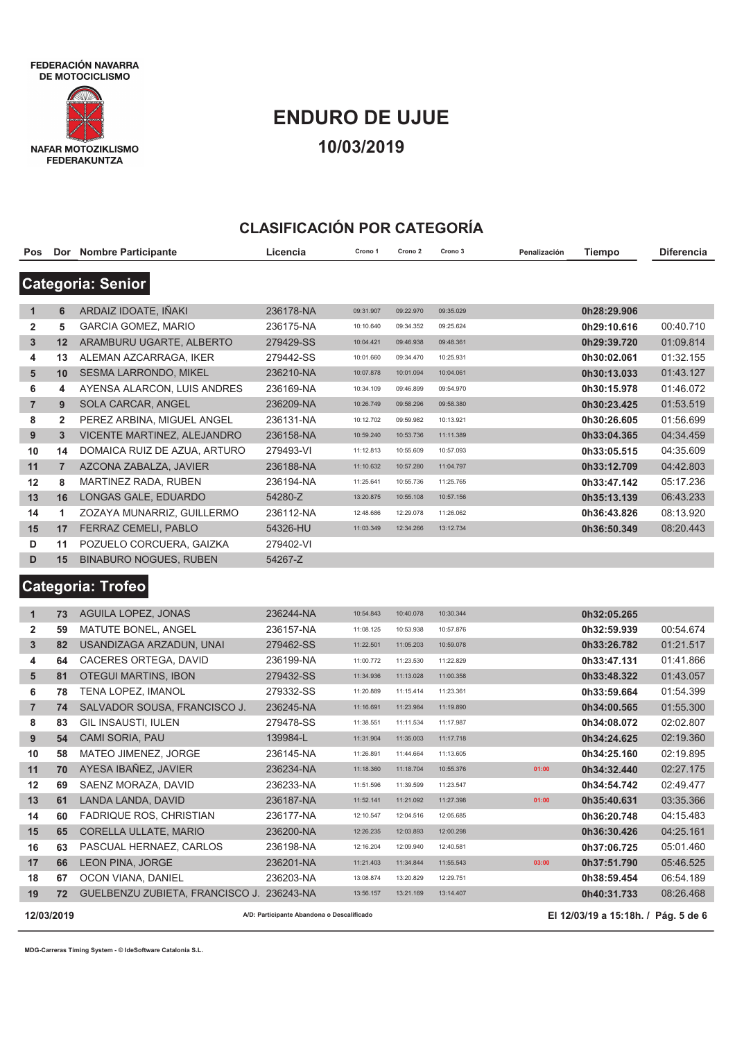FEDERACIÓN NAVARRA DE MOTOCICLISMO

NAFAR MOTOZIKLISMO FEDERAKUNTZA

# ENDURO DE UJUE

## 10/03/2019

## CLASIFICACIÓN POR CATEGORÍA

### Categoria: Senior

| Pos | Dor | Nombre Participante | Licencia | Crono 1 | Crono 2 | Crono 3 | Penalización | Tiempo | Diferencia |
|---|---|---|---|---|---|---|---|---|---|
| 1 | 6 | ARDAIZ IDOATE, IÑAKI | 236178-NA | 09:31.907 | 09:22.970 | 09:35.029 | | 0h28:29.906 | |
| 2 | 5 | GARCIA GOMEZ, MARIO | 236175-NA | 10:10.640 | 09:34.352 | 09:25.624 | | 0h29:10.616 | 00:40.710 |
| 3 | 12 | ARAMBURU UGARTE, ALBERTO | 279429-SS | 10:04.421 | 09:46.938 | 09:48.361 | | 0h29:39.720 | 01:09.814 |
| 4 | 13 | ALEMAN AZCARRAGA, IKER | 279442-SS | 10:01.660 | 09:34.470 | 10:25.931 | | 0h30:02.061 | 01:32.155 |
| 5 | 10 | SESMA LARRONDO, MIKEL | 236210-NA | 10:07.878 | 10:01.094 | 10:04.061 | | 0h30:13.033 | 01:43.127 |
| 6 | 4 | AYENSA ALARCON, LUIS ANDRES | 236169-NA | 10:34.109 | 09:46.899 | 09:54.970 | | 0h30:15.978 | 01:46.072 |
| 7 | 9 | SOLA CARCAR, ANGEL | 236209-NA | 10:26.749 | 09:58.296 | 09:58.380 | | 0h30:23.425 | 01:53.519 |
| 8 | 2 | PEREZ ARBINA, MIGUEL ANGEL | 236131-NA | 10:12.702 | 09:59.982 | 10:13.921 | | 0h30:26.605 | 01:56.699 |
| 9 | 3 | VICENTE MARTINEZ, ALEJANDRO | 236158-NA | 10:59.240 | 10:53.736 | 11:11.389 | | 0h33:04.365 | 04:34.459 |
| 10 | 14 | DOMAICA RUIZ DE AZUA, ARTURO | 279493-VI | 11:12.813 | 10:55.609 | 10:57.093 | | 0h33:05.515 | 04:35.609 |
| 11 | 7 | AZCONA ZABALZA, JAVIER | 236188-NA | 11:10.632 | 10:57.280 | 11:04.797 | | 0h33:12.709 | 04:42.803 |
| 12 | 8 | MARTINEZ RADA, RUBEN | 236194-NA | 11:25.641 | 10:55.736 | 11:25.765 | | 0h33:47.142 | 05:17.236 |
| 13 | 16 | LONGAS GALE, EDUARDO | 54280-Z | 13:20.875 | 10:55.108 | 10:57.156 | | 0h35:13.139 | 06:43.233 |
| 14 | 1 | ZOZAYA MUNARRIZ, GUILLERMO | 236112-NA | 12:48.686 | 12:29.078 | 11:26.062 | | 0h36:43.826 | 08:13.920 |
| 15 | 17 | FERRAZ CEMELI, PABLO | 54326-HU | 11:03.349 | 12:34.266 | 13:12.734 | | 0h36:50.349 | 08:20.443 |
| D | 11 | POZUELO CORCUERA, GAIZKA | 279402-VI | | | | | | |
| D | 15 | BINABURO NOGUES, RUBEN | 54267-Z | | | | | | |

### Categoria: Trofeo

| Pos | Dor | Nombre Participante | Licencia | Crono 1 | Crono 2 | Crono 3 | Penalización | Tiempo | Diferencia |
|---|---|---|---|---|---|---|---|---|---|
| 1 | 73 | AGUILA LOPEZ, JONAS | 236244-NA | 10:54.843 | 10:40.078 | 10:30.344 | | 0h32:05.265 | |
| 2 | 59 | MATUTE BONEL, ANGEL | 236157-NA | 11:08.125 | 10:53.938 | 10:57.876 | | 0h32:59.939 | 00:54.674 |
| 3 | 82 | USANDIZAGA ARZADUN, UNAI | 279462-SS | 11:22.501 | 11:05.203 | 10:59.078 | | 0h33:26.782 | 01:21.517 |
| 4 | 64 | CACERES ORTEGA, DAVID | 236199-NA | 11:00.772 | 11:23.530 | 11:22.829 | | 0h33:47.131 | 01:41.866 |
| 5 | 81 | OTEGUI MARTINS, IBON | 279432-SS | 11:34.936 | 11:13.028 | 11:00.358 | | 0h33:48.322 | 01:43.057 |
| 6 | 78 | TENA LOPEZ, IMANOL | 279332-SS | 11:20.889 | 11:15.414 | 11:23.361 | | 0h33:59.664 | 01:54.399 |
| 7 | 74 | SALVADOR SOUSA, FRANCISCO J. | 236245-NA | 11:16.691 | 11:23.984 | 11:19.890 | | 0h34:00.565 | 01:55.300 |
| 8 | 83 | GIL INSAUSTI, IULEN | 279478-SS | 11:38.551 | 11:11.534 | 11:17.987 | | 0h34:08.072 | 02:02.807 |
| 9 | 54 | CAMI SORIA, PAU | 139984-L | 11:31.904 | 11:35.003 | 11:17.718 | | 0h34:24.625 | 02:19.360 |
| 10 | 58 | MATEO JIMENEZ, JORGE | 236145-NA | 11:26.891 | 11:44.664 | 11:13.605 | | 0h34:25.160 | 02:19.895 |
| 11 | 70 | AYESA IBAÑEZ, JAVIER | 236234-NA | 11:18.360 | 11:18.704 | 10:55.376 | 01:00 | 0h34:32.440 | 02:27.175 |
| 12 | 69 | SAENZ MORAZA, DAVID | 236233-NA | 11:51.596 | 11:39.599 | 11:23.547 | | 0h34:54.742 | 02:49.477 |
| 13 | 61 | LANDA LANDA, DAVID | 236187-NA | 11:52.141 | 11:21.092 | 11:27.398 | 01:00 | 0h35:40.631 | 03:35.366 |
| 14 | 60 | FADRIQUE ROS, CHRISTIAN | 236177-NA | 12:10.547 | 12:04.516 | 12:05.685 | | 0h36:20.748 | 04:15.483 |
| 15 | 65 | CORELLA ULLATE, MARIO | 236200-NA | 12:26.235 | 12:03.893 | 12:00.298 | | 0h36:30.426 | 04:25.161 |
| 16 | 63 | PASCUAL HERNAEZ, CARLOS | 236198-NA | 12:16.204 | 12:09.940 | 12:40.581 | | 0h37:06.725 | 05:01.460 |
| 17 | 66 | LEON PINA, JORGE | 236201-NA | 11:21.403 | 11:34.844 | 11:55.543 | 03:00 | 0h37:51.790 | 05:46.525 |
| 18 | 67 | OCON VIANA, DANIEL | 236203-NA | 13:08.874 | 13:20.829 | 12:29.751 | | 0h38:59.454 | 06:54.189 |
| 19 | 72 | GUELBENZU ZUBIETA, FRANCISCO J. | 236243-NA | 13:56.157 | 13:21.169 | 13:14.407 | | 0h40:31.733 | 08:26.468 |

12/03/2019

A/D: Participante Abandona o Descalificado

El 12/03/19 a 15:18h.

MDG-Carreras Timing System - © IdeSoftware Catalonia S.L.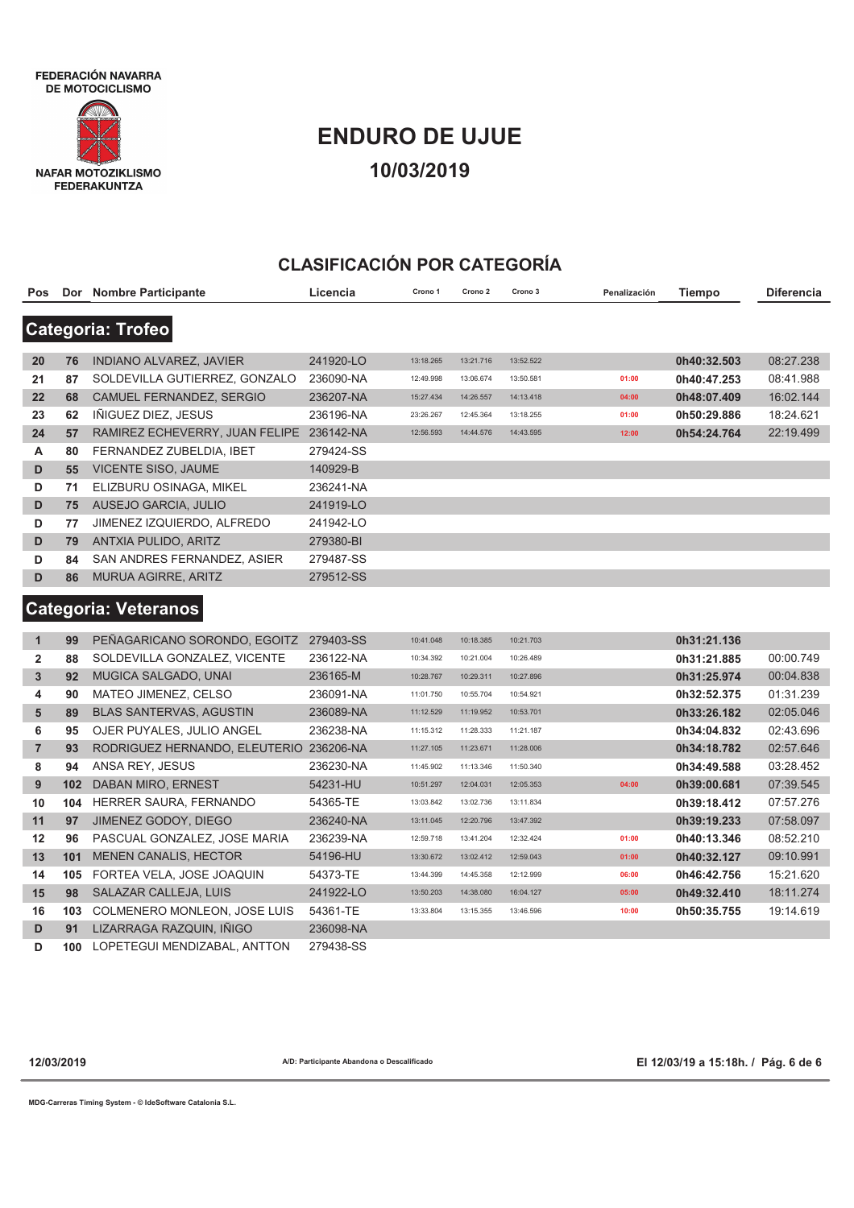FEDERACIÓN NAVARRA DE MOTOCICLISMO

NAFAR MOTOZIKLISMO FEDERAKUNTZA

# ENDURO DE UJUE

## 10/03/2019

## CLASIFICACIÓN POR CATEGORÍA

### Categoria: Trofeo

| Pos | Dor | Nombre Participante | Licencia | Crono 1 | Crono 2 | Crono 3 | Penalización | Tiempo | Diferencia |
|---|---|---|---|---|---|---|---|---|---|
| 20 | 76 | INDIANO ALVAREZ, JAVIER | 241920-LO | 13:18.265 | 13:21.716 | 13:52.522 | | 0h40:32.503 | 08:27.238 |
| 21 | 87 | SOLDEVILLA GUTIERREZ, GONZALO | 236090-NA | 12:49.998 | 13:06.674 | 13:50.581 | 01:00 | 0h40:47.253 | 08:41.988 |
| 22 | 68 | CAMUEL FERNANDEZ, SERGIO | 236207-NA | 15:27.434 | 14:26.557 | 14:13.418 | 04:00 | 0h48:07.409 | 16:02.144 |
| 23 | 62 | IÑIGUEZ DIEZ, JESUS | 236196-NA | 23:26.267 | 12:45.364 | 13:18.255 | 01:00 | 0h50:29.886 | 18:24.621 |
| 24 | 57 | RAMIREZ ECHEVERRY, JUAN FELIPE | 236142-NA | 12:56.593 | 14:44.576 | 14:43.595 | 12:00 | 0h54:24.764 | 22:19.499 |
| A | 80 | FERNANDEZ ZUBELDIA, IBET | 279424-SS | | | | | | |
| D | 55 | VICENTE SISO, JAUME | 140929-B | | | | | | |
| D | 71 | ELIZBURU OSINAGA, MIKEL | 236241-NA | | | | | | |
| D | 75 | AUSEJO GARCIA, JULIO | 241919-LO | | | | | | |
| D | 77 | JIMENEZ IZQUIERDO, ALFREDO | 241942-LO | | | | | | |
| D | 79 | ANTXIA PULIDO, ARITZ | 279380-BI | | | | | | |
| D | 84 | SAN ANDRES FERNANDEZ, ASIER | 279487-SS | | | | | | |
| D | 86 | MURUA AGIRRE, ARITZ | 279512-SS | | | | | | |

### Categoria: Veteranos

| Pos | Dor | Nombre Participante | Licencia | Crono 1 | Crono 2 | Crono 3 | Penalización | Tiempo | Diferencia |
|---|---|---|---|---|---|---|---|---|---|
| 1 | 99 | PEÑAGARICANO SORONDO, EGOITZ | 279403-SS | 10:41.048 | 10:18.385 | 10:21.703 | | 0h31:21.136 | |
| 2 | 88 | SOLDEVILLA GONZALEZ, VICENTE | 236122-NA | 10:34.392 | 10:21.004 | 10:26.489 | | 0h31:21.885 | 00:00.749 |
| 3 | 92 | MUGICA SALGADO, UNAI | 236165-M | 10:28.767 | 10:29.311 | 10:27.896 | | 0h31:25.974 | 00:04.838 |
| 4 | 90 | MATEO JIMENEZ, CELSO | 236091-NA | 11:01.750 | 10:55.704 | 10:54.921 | | 0h32:52.375 | 01:31.239 |
| 5 | 89 | BLAS SANTERVAS, AGUSTIN | 236089-NA | 11:12.529 | 11:19.952 | 10:53.701 | | 0h33:26.182 | 02:05.046 |
| 6 | 95 | OJER PUYALES, JULIO ANGEL | 236238-NA | 11:15.312 | 11:28.333 | 11:21.187 | | 0h34:04.832 | 02:43.696 |
| 7 | 93 | RODRIGUEZ HERNANDO, ELEUTERIO | 236206-NA | 11:27.105 | 11:23.671 | 11:28.006 | | 0h34:18.782 | 02:57.646 |
| 8 | 94 | ANSA REY, JESUS | 236230-NA | 11:45.902 | 11:13.346 | 11:50.340 | | 0h34:49.588 | 03:28.452 |
| 9 | 102 | DABAN MIRO, ERNEST | 54231-HU | 10:51.297 | 12:04.031 | 12:05.353 | 04:00 | 0h39:00.681 | 07:39.545 |
| 10 | 104 | HERRER SAURA, FERNANDO | 54365-TE | 13:03.842 | 13:02.736 | 13:11.834 | | 0h39:18.412 | 07:57.276 |
| 11 | 97 | JIMENEZ GODOY, DIEGO | 236240-NA | 13:11.045 | 12:20.796 | 13:47.392 | | 0h39:19.233 | 07:58.097 |
| 12 | 96 | PASCUAL GONZALEZ, JOSE MARIA | 236239-NA | 12:59.718 | 13:41.204 | 12:32.424 | 01:00 | 0h40:13.346 | 08:52.210 |
| 13 | 101 | MENEN CANALIS, HECTOR | 54196-HU | 13:30.672 | 13:02.412 | 12:59.043 | 01:00 | 0h40:32.127 | 09:10.991 |
| 14 | 105 | FORTEA VELA, JOSE JOAQUIN | 54373-TE | 13:44.399 | 14:45.358 | 12:12.999 | 06:00 | 0h46:42.756 | 15:21.620 |
| 15 | 98 | SALAZAR CALLEJA, LUIS | 241922-LO | 13:50.203 | 14:38.080 | 16:04.127 | 05:00 | 0h49:32.410 | 18:11.274 |
| 16 | 103 | COLMENERO MONLEON, JOSE LUIS | 54361-TE | 13:33.804 | 13:15.355 | 13:46.596 | 10:00 | 0h50:35.755 | 19:14.619 |
| D | 91 | LIZARRAGA RAZQUIN, IÑIGO | 236098-NA | | | | | | |
| D | 100 | LOPETEGUI MENDIZABAL, ANTTON | 279438-SS | | | | | | |

12/03/2019 — A/D: Participante Abandona o Descalificado — El 12/03/19 a 15:18h.

MDG-Carreras Timing System - © IdeSoftware Catalonia S.L.